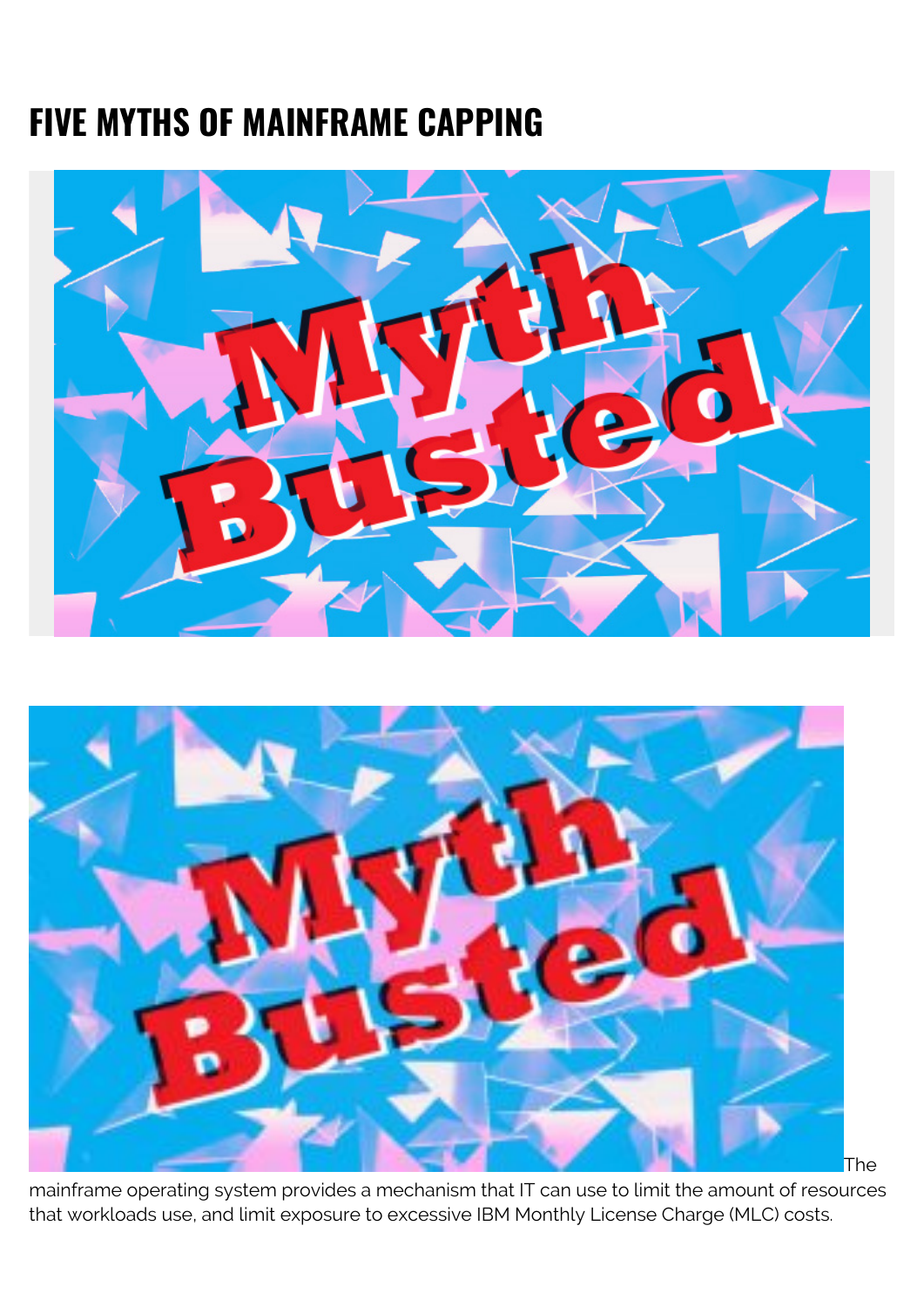# FIVE MYTHS OF MAINFRAME CAPPING

The mainframe operating system provides a mechanism that IT can use to limit the amount of resources that workloads use, and limit exposure to excessive IBM Monthly License Charge (MLC) costs.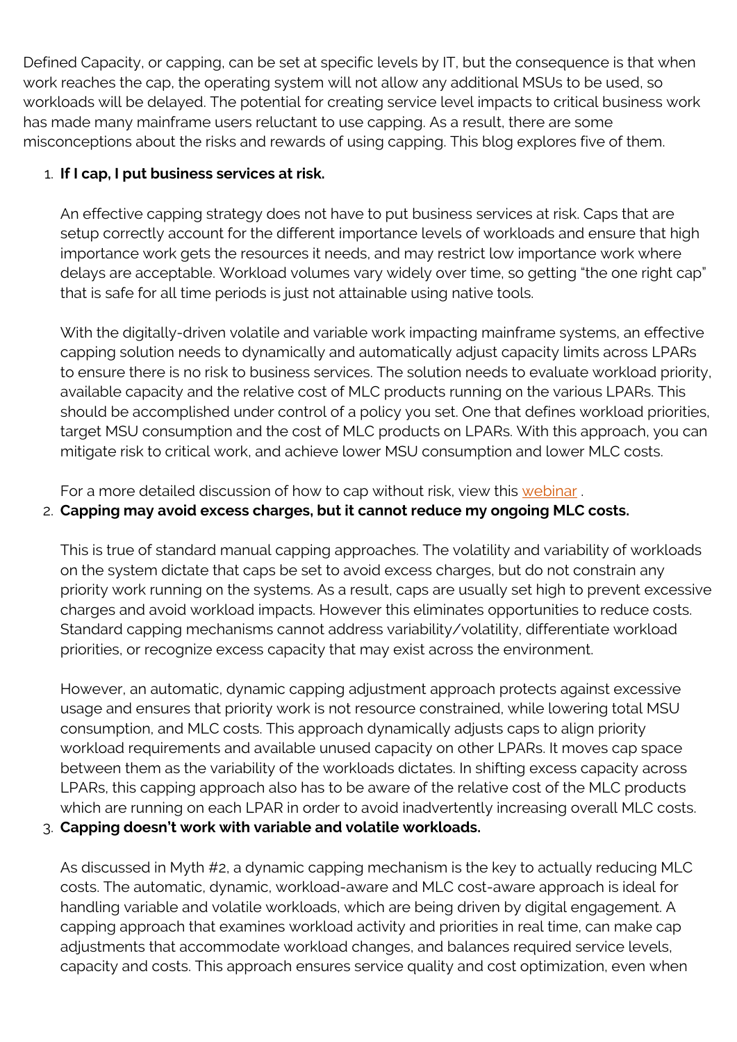Defined Capacity, or capping, can be set at specific levels by IT, but the consequence is that when work reaches the cap, the operating system will not allow any additional MSUs to be used, so workloads will be delayed. The potential for creating service level impacts to critical business work has made many mainframe users reluctant to use capping. As a result, there are some misconceptions about the risks and rewards of using capping. This blog explores five of them.

1. **If I cap, I put business services at risk.**

   An effective capping strategy does not have to put business services at risk. Caps that are setup correctly account for the different importance levels of workloads and ensure that high importance work gets the resources it needs, and may restrict low importance work where delays are acceptable. Workload volumes vary widely over time, so getting "the one right cap" that is safe for all time periods is just not attainable using native tools.

   With the digitally-driven volatile and variable work impacting mainframe systems, an effective capping solution needs to dynamically and automatically adjust capacity limits across LPARs to ensure there is no risk to business services. The solution needs to evaluate workload priority, available capacity and the relative cost of MLC products running on the various LPARs. This should be accomplished under control of a policy you set. One that defines workload priorities, target MSU consumption and the cost of MLC products on LPARs. With this approach, you can mitigate risk to critical work, and achieve lower MSU consumption and lower MLC costs.

   For a more detailed discussion of how to cap without risk, view this webinar .

2. **Capping may avoid excess charges, but it cannot reduce my ongoing MLC costs.**

   This is true of standard manual capping approaches. The volatility and variability of workloads on the system dictate that caps be set to avoid excess charges, but do not constrain any priority work running on the systems. As a result, caps are usually set high to prevent excessive charges and avoid workload impacts. However this eliminates opportunities to reduce costs. Standard capping mechanisms cannot address variability/volatility, differentiate workload priorities, or recognize excess capacity that may exist across the environment.

   However, an automatic, dynamic capping adjustment approach protects against excessive usage and ensures that priority work is not resource constrained, while lowering total MSU consumption, and MLC costs. This approach dynamically adjusts caps to align priority workload requirements and available unused capacity on other LPARs. It moves cap space between them as the variability of the workloads dictates. In shifting excess capacity across LPARs, this capping approach also has to be aware of the relative cost of the MLC products which are running on each LPAR in order to avoid inadvertently increasing overall MLC costs.

3. **Capping doesn't work with variable and volatile workloads.**

   As discussed in Myth #2, a dynamic capping mechanism is the key to actually reducing MLC costs. The automatic, dynamic, workload-aware and MLC cost-aware approach is ideal for handling variable and volatile workloads, which are being driven by digital engagement. A capping approach that examines workload activity and priorities in real time, can make cap adjustments that accommodate workload changes, and balances required service levels, capacity and costs. This approach ensures service quality and cost optimization, even when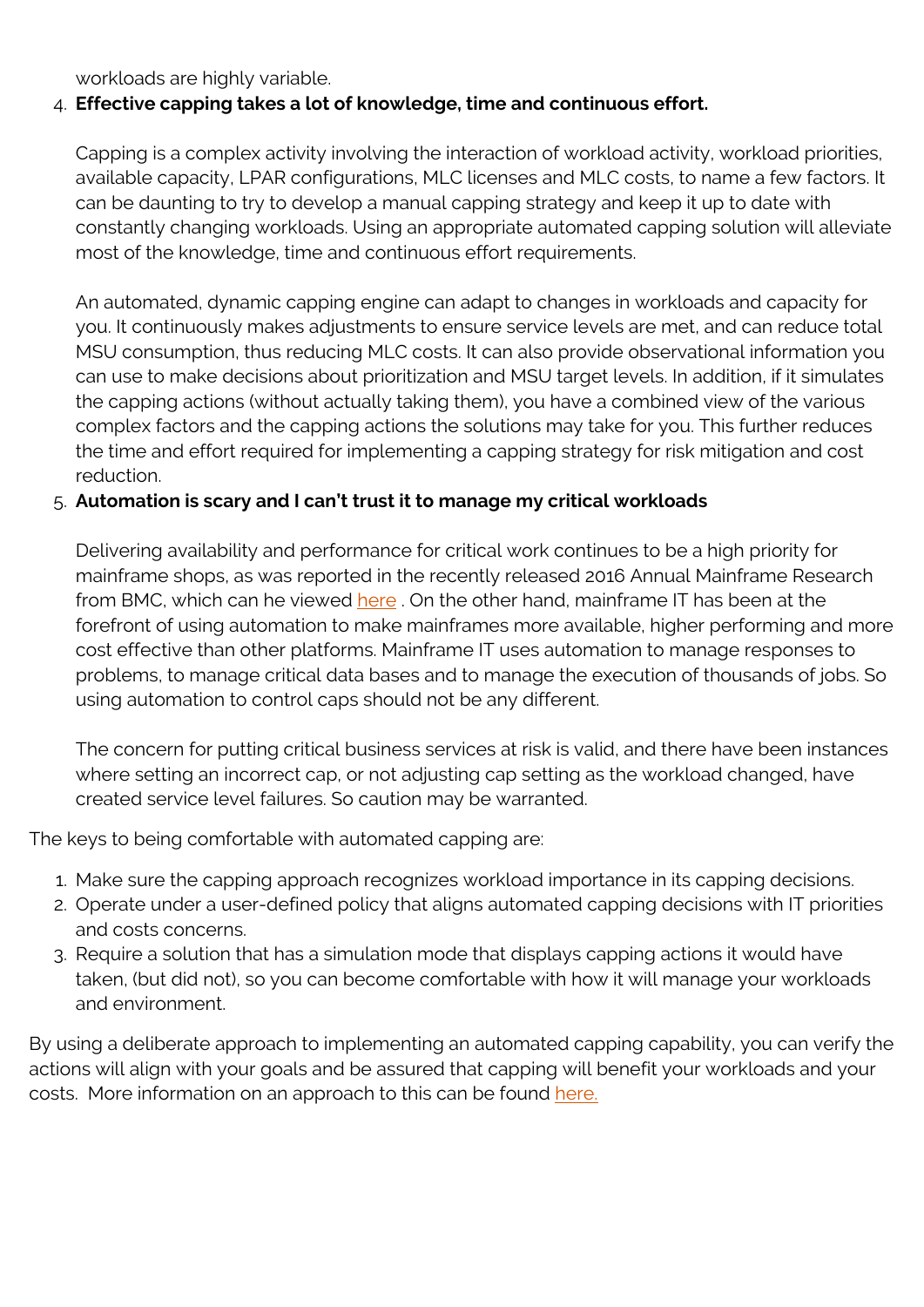workloads are highly variable.

4. **Effective capping takes a lot of knowledge, time and continuous effort.**

   Capping is a complex activity involving the interaction of workload activity, workload priorities, available capacity, LPAR configurations, MLC licenses and MLC costs, to name a few factors. It can be daunting to try to develop a manual capping strategy and keep it up to date with constantly changing workloads. Using an appropriate automated capping solution will alleviate most of the knowledge, time and continuous effort requirements.

   An automated, dynamic capping engine can adapt to changes in workloads and capacity for you. It continuously makes adjustments to ensure service levels are met, and can reduce total MSU consumption, thus reducing MLC costs. It can also provide observational information you can use to make decisions about prioritization and MSU target levels. In addition, if it simulates the capping actions (without actually taking them), you have a combined view of the various complex factors and the capping actions the solutions may take for you. This further reduces the time and effort required for implementing a capping strategy for risk mitigation and cost reduction.

5. **Automation is scary and I can't trust it to manage my critical workloads**

   Delivering availability and performance for critical work continues to be a high priority for mainframe shops, as was reported in the recently released 2016 Annual Mainframe Research from BMC, which can he viewed [here](#) . On the other hand, mainframe IT has been at the forefront of using automation to make mainframes more available, higher performing and more cost effective than other platforms. Mainframe IT uses automation to manage responses to problems, to manage critical data bases and to manage the execution of thousands of jobs. So using automation to control caps should not be any different.

   The concern for putting critical business services at risk is valid, and there have been instances where setting an incorrect cap, or not adjusting cap setting as the workload changed, have created service level failures. So caution may be warranted.

The keys to being comfortable with automated capping are:

1. Make sure the capping approach recognizes workload importance in its capping decisions.
2. Operate under a user-defined policy that aligns automated capping decisions with IT priorities and costs concerns.
3. Require a solution that has a simulation mode that displays capping actions it would have taken, (but did not), so you can become comfortable with how it will manage your workloads and environment.

By using a deliberate approach to implementing an automated capping capability, you can verify the actions will align with your goals and be assured that capping will benefit your workloads and your costs. More information on an approach to this can be found [here.](#)